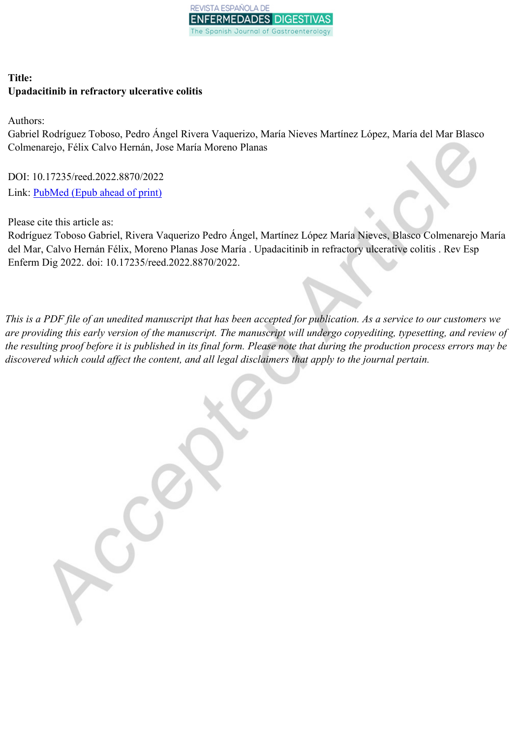**Title:**
**Upadacitinib in refractory ulcerative colitis**

Authors:
Gabriel Rodríguez Toboso, Pedro Ángel Rivera Vaquerizo, María Nieves Martínez López, María del Mar Blasco Colmenarejo, Félix Calvo Hernán, Jose María Moreno Planas

DOI: 10.17235/reed.2022.8870/2022
Link: PubMed (Epub ahead of print)

Please cite this article as:
Rodríguez Toboso Gabriel, Rivera Vaquerizo Pedro Ángel, Martínez López María Nieves, Blasco Colmenarejo María del Mar, Calvo Hernán Félix, Moreno Planas Jose María . Upadacitinib in refractory ulcerative colitis . Rev Esp Enferm Dig 2022. doi: 10.17235/reed.2022.8870/2022.

*This is a PDF file of an unedited manuscript that has been accepted for publication. As a service to our customers we are providing this early version of the manuscript. The manuscript will undergo copyediting, typesetting, and review of the resulting proof before it is published in its final form. Please note that during the production process errors may be discovered which could affect the content, and all legal disclaimers that apply to the journal pertain.*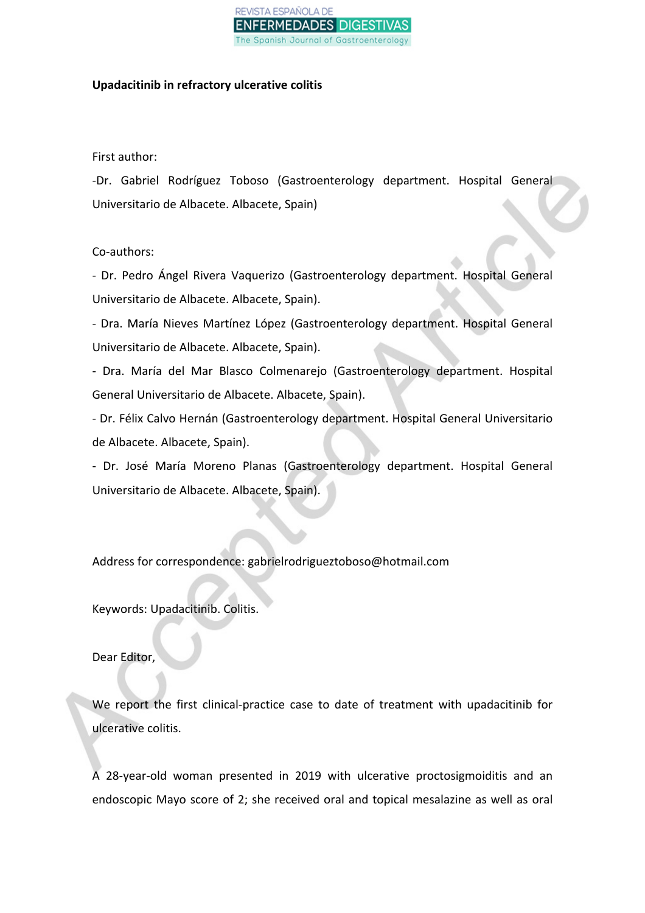**Upadacitinib in refractory ulcerative colitis**

First author:

-Dr. Gabriel Rodríguez Toboso (Gastroenterology department. Hospital General Universitario de Albacete. Albacete, Spain)

Co-authors:

- Dr. Pedro Ángel Rivera Vaquerizo (Gastroenterology department. Hospital General Universitario de Albacete. Albacete, Spain).
- Dra. María Nieves Martínez López (Gastroenterology department. Hospital General Universitario de Albacete. Albacete, Spain).
- Dra. María del Mar Blasco Colmenarejo (Gastroenterology department. Hospital General Universitario de Albacete. Albacete, Spain).
- Dr. Félix Calvo Hernán (Gastroenterology department. Hospital General Universitario de Albacete. Albacete, Spain).
- Dr. José María Moreno Planas (Gastroenterology department. Hospital General Universitario de Albacete. Albacete, Spain).

Address for correspondence: gabrielrodrigueztoboso@hotmail.com

Keywords: Upadacitinib. Colitis.

Dear Editor,

We report the first clinical-practice case to date of treatment with upadacitinib for ulcerative colitis.

A 28-year-old woman presented in 2019 with ulcerative proctosigmoiditis and an endoscopic Mayo score of 2; she received oral and topical mesalazine as well as oral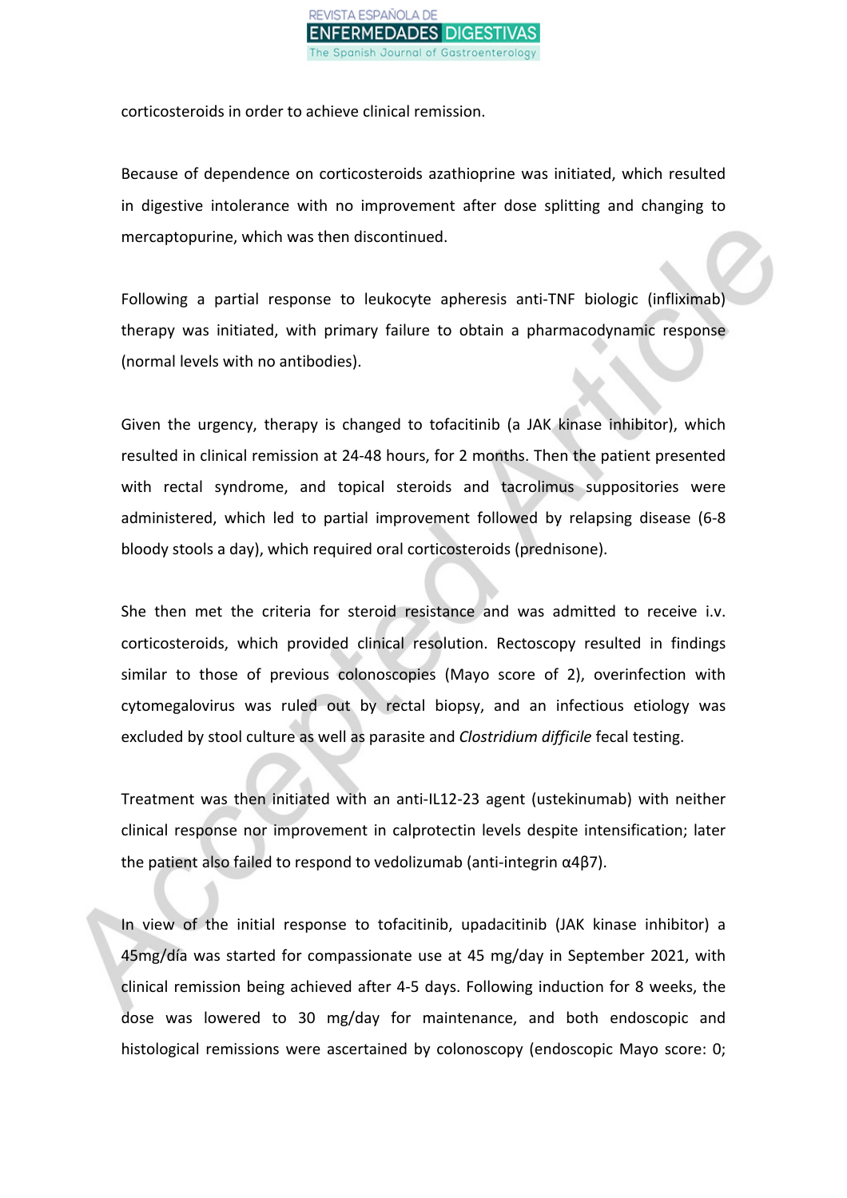corticosteroids in order to achieve clinical remission.

Because of dependence on corticosteroids azathioprine was initiated, which resulted in digestive intolerance with no improvement after dose splitting and changing to mercaptopurine, which was then discontinued.

Following a partial response to leukocyte apheresis anti-TNF biologic (infliximab) therapy was initiated, with primary failure to obtain a pharmacodynamic response (normal levels with no antibodies).

Given the urgency, therapy is changed to tofacitinib (a JAK kinase inhibitor), which resulted in clinical remission at 24-48 hours, for 2 months. Then the patient presented with rectal syndrome, and topical steroids and tacrolimus suppositories were administered, which led to partial improvement followed by relapsing disease (6-8 bloody stools a day), which required oral corticosteroids (prednisone).

She then met the criteria for steroid resistance and was admitted to receive i.v. corticosteroids, which provided clinical resolution. Rectoscopy resulted in findings similar to those of previous colonoscopies (Mayo score of 2), overinfection with cytomegalovirus was ruled out by rectal biopsy, and an infectious etiology was excluded by stool culture as well as parasite and *Clostridium difficile* fecal testing.

Treatment was then initiated with an anti-IL12-23 agent (ustekinumab) with neither clinical response nor improvement in calprotectin levels despite intensification; later the patient also failed to respond to vedolizumab (anti-integrin α4β7).

In view of the initial response to tofacitinib, upadacitinib (JAK kinase inhibitor) a 45mg/día was started for compassionate use at 45 mg/day in September 2021, with clinical remission being achieved after 4-5 days. Following induction for 8 weeks, the dose was lowered to 30 mg/day for maintenance, and both endoscopic and histological remissions were ascertained by colonoscopy (endoscopic Mayo score: 0;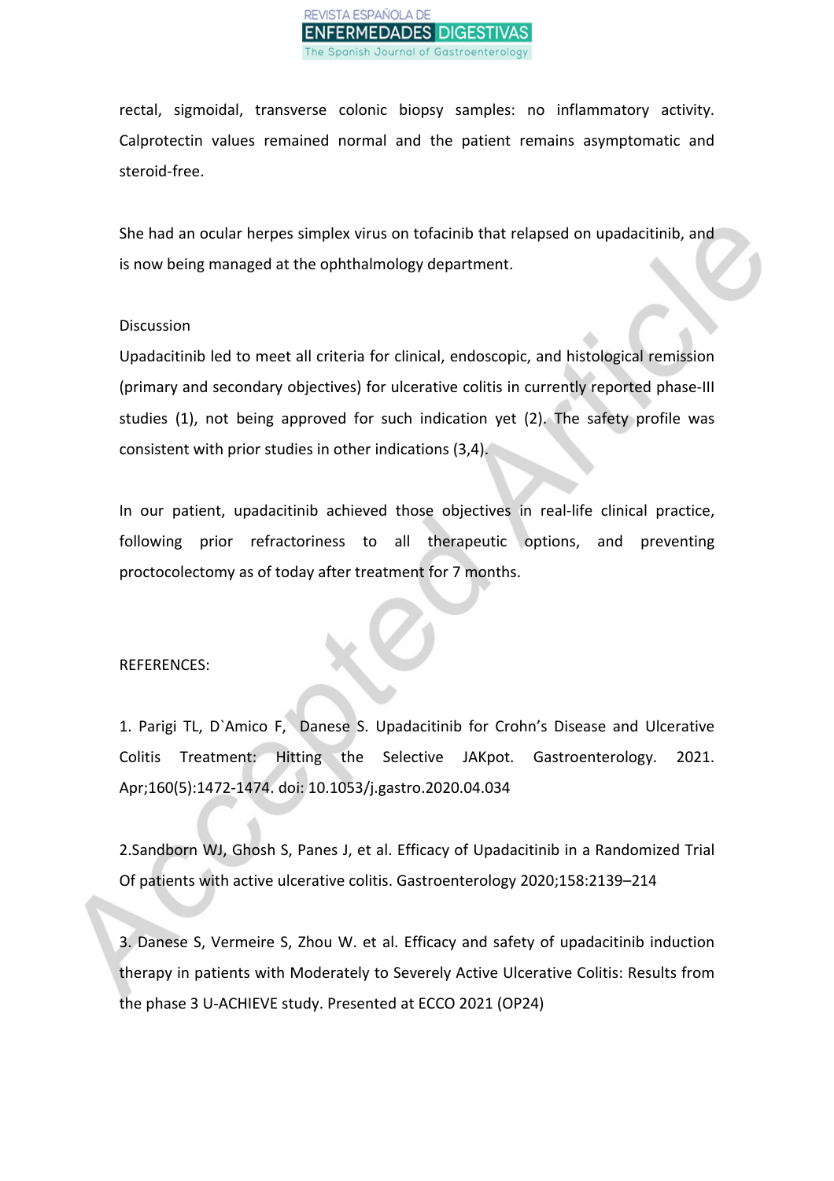rectal, sigmoidal, transverse colonic biopsy samples: no inflammatory activity. Calprotectin values remained normal and the patient remains asymptomatic and steroid-free.

She had an ocular herpes simplex virus on tofacinib that relapsed on upadacitinib, and is now being managed at the ophthalmology department.

Discussion

Upadacitinib led to meet all criteria for clinical, endoscopic, and histological remission (primary and secondary objectives) for ulcerative colitis in currently reported phase-III studies (1), not being approved for such indication yet (2). The safety profile was consistent with prior studies in other indications (3,4).

In our patient, upadacitinib achieved those objectives in real-life clinical practice, following prior refractoriness to all therapeutic options, and preventing proctocolectomy as of today after treatment for 7 months.

REFERENCES:

1. Parigi TL, D`Amico F, Danese S. Upadacitinib for Crohn's Disease and Ulcerative Colitis Treatment: Hitting the Selective JAKpot. Gastroenterology. 2021. Apr;160(5):1472-1474. doi: 10.1053/j.gastro.2020.04.034

2.Sandborn WJ, Ghosh S, Panes J, et al. Efficacy of Upadacitinib in a Randomized Trial Of patients with active ulcerative colitis. Gastroenterology 2020;158:2139–214

3. Danese S, Vermeire S, Zhou W. et al. Efficacy and safety of upadacitinib induction therapy in patients with Moderately to Severely Active Ulcerative Colitis: Results from the phase 3 U-ACHIEVE study. Presented at ECCO 2021 (OP24)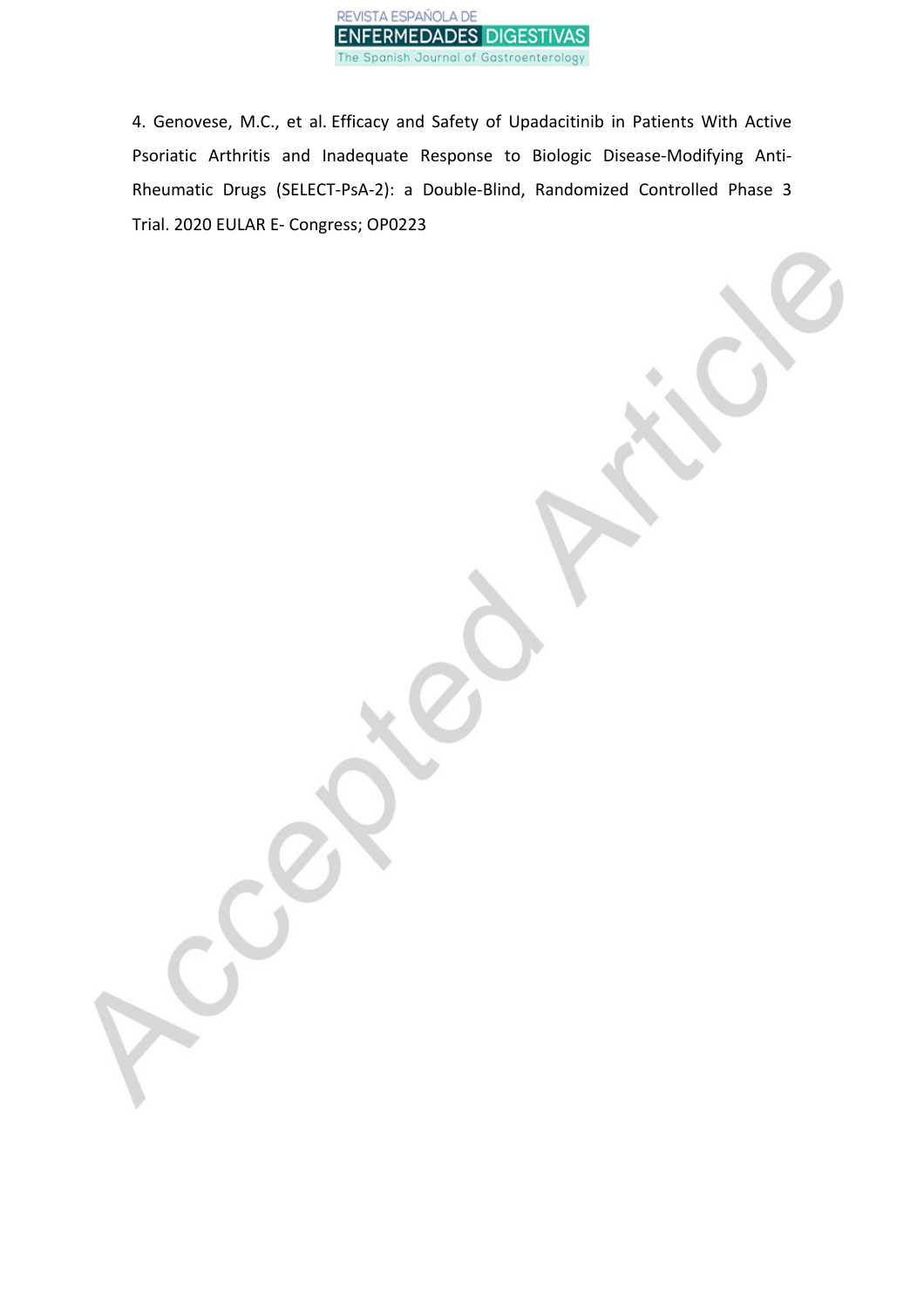4. Genovese, M.C., et al. Efficacy and Safety of Upadacitinib in Patients With Active Psoriatic Arthritis and Inadequate Response to Biologic Disease-Modifying Anti-Rheumatic Drugs (SELECT-PsA-2): a Double-Blind, Randomized Controlled Phase 3 Trial. 2020 EULAR E- Congress; OP0223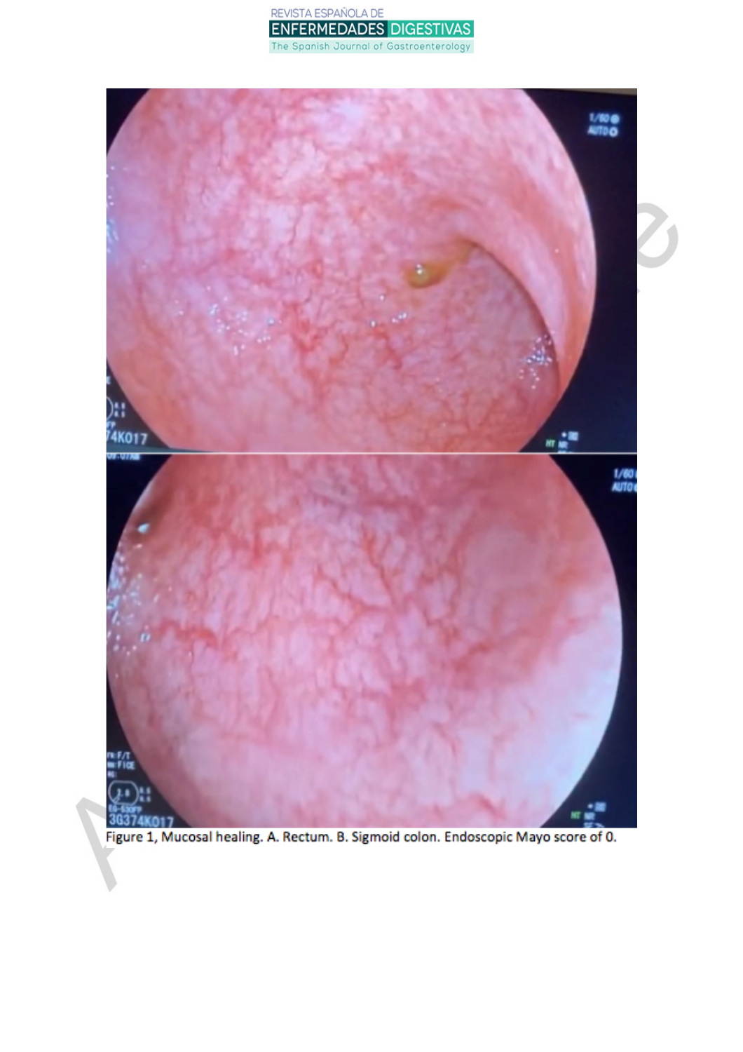Figure 1, Mucosal healing. A. Rectum. B. Sigmoid colon. Endoscopic Mayo score of 0.